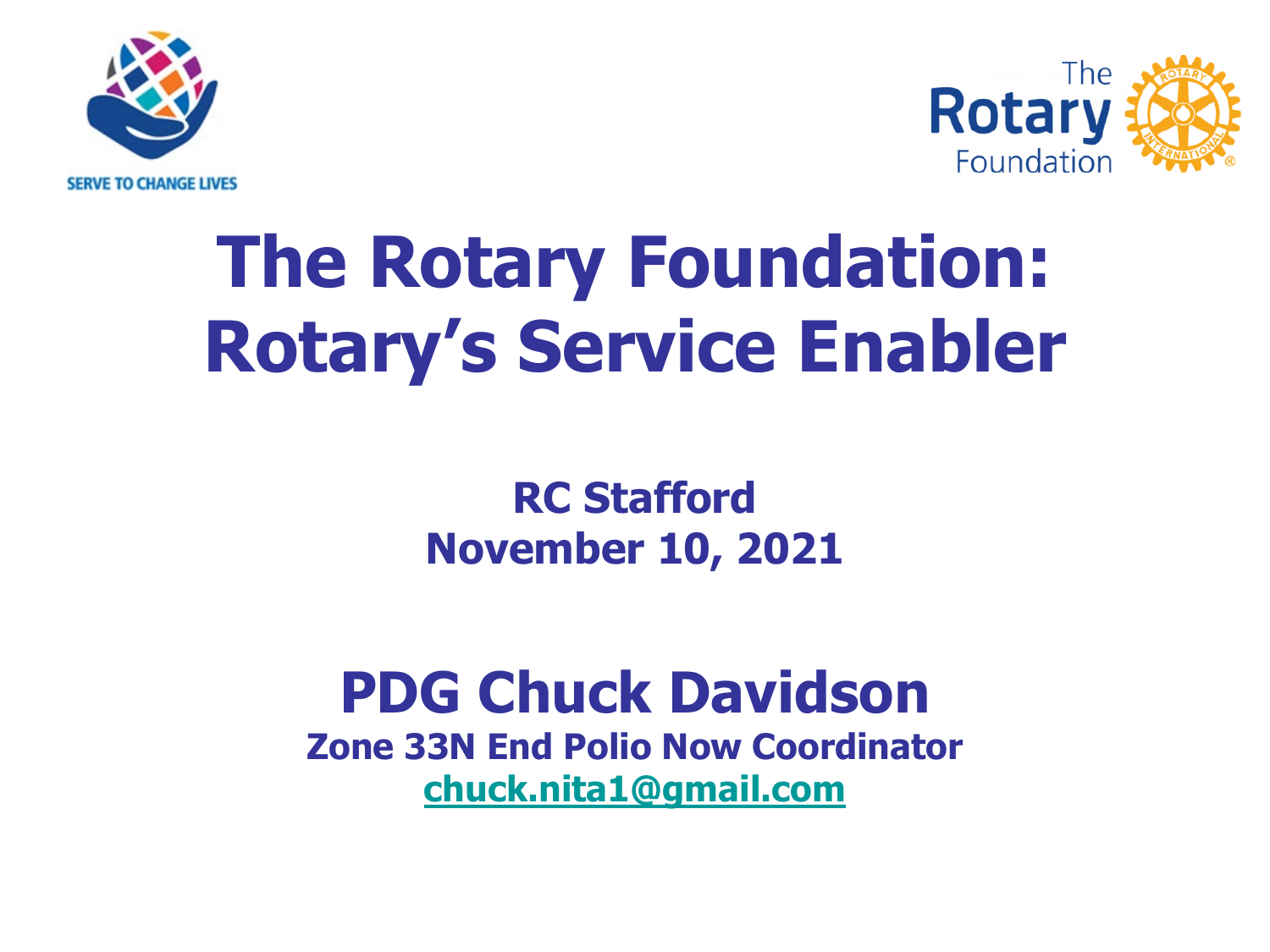SERVE TO CHANGE LIVES

The Rotary Foundation

# The Rotary Foundation: Rotary's Service Enabler

**RC Stafford**
**November 10, 2021**

## PDG Chuck Davidson

**Zone 33N End Polio Now Coordinator**
**chuck.nita1@gmail.com**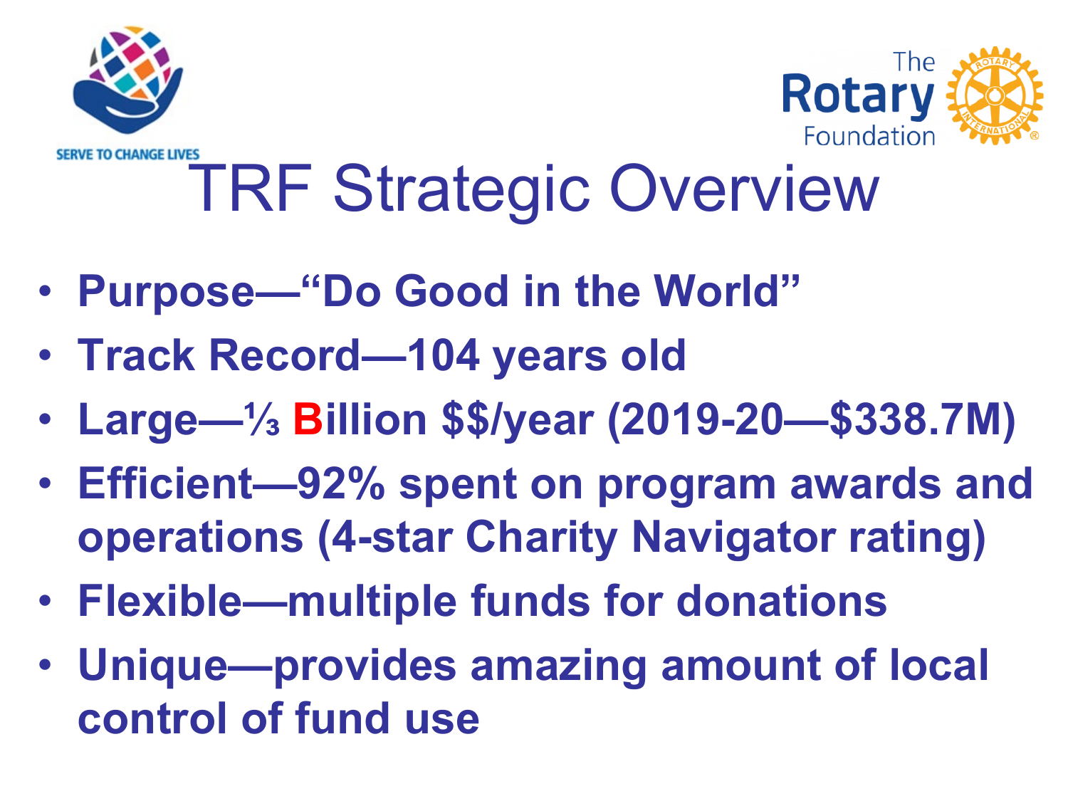SERVE TO CHANGE LIVES

The Rotary Foundation

# TRF Strategic Overview

- **Purpose—"Do Good in the World"**
- **Track Record—104 years old**
- **Large—⅓ Billion $$/year (2019-20—$338.7M)**
- **Efficient—92% spent on program awards and operations (4-star Charity Navigator rating)**
- **Flexible—multiple funds for donations**
- **Unique—provides amazing amount of local control of fund use**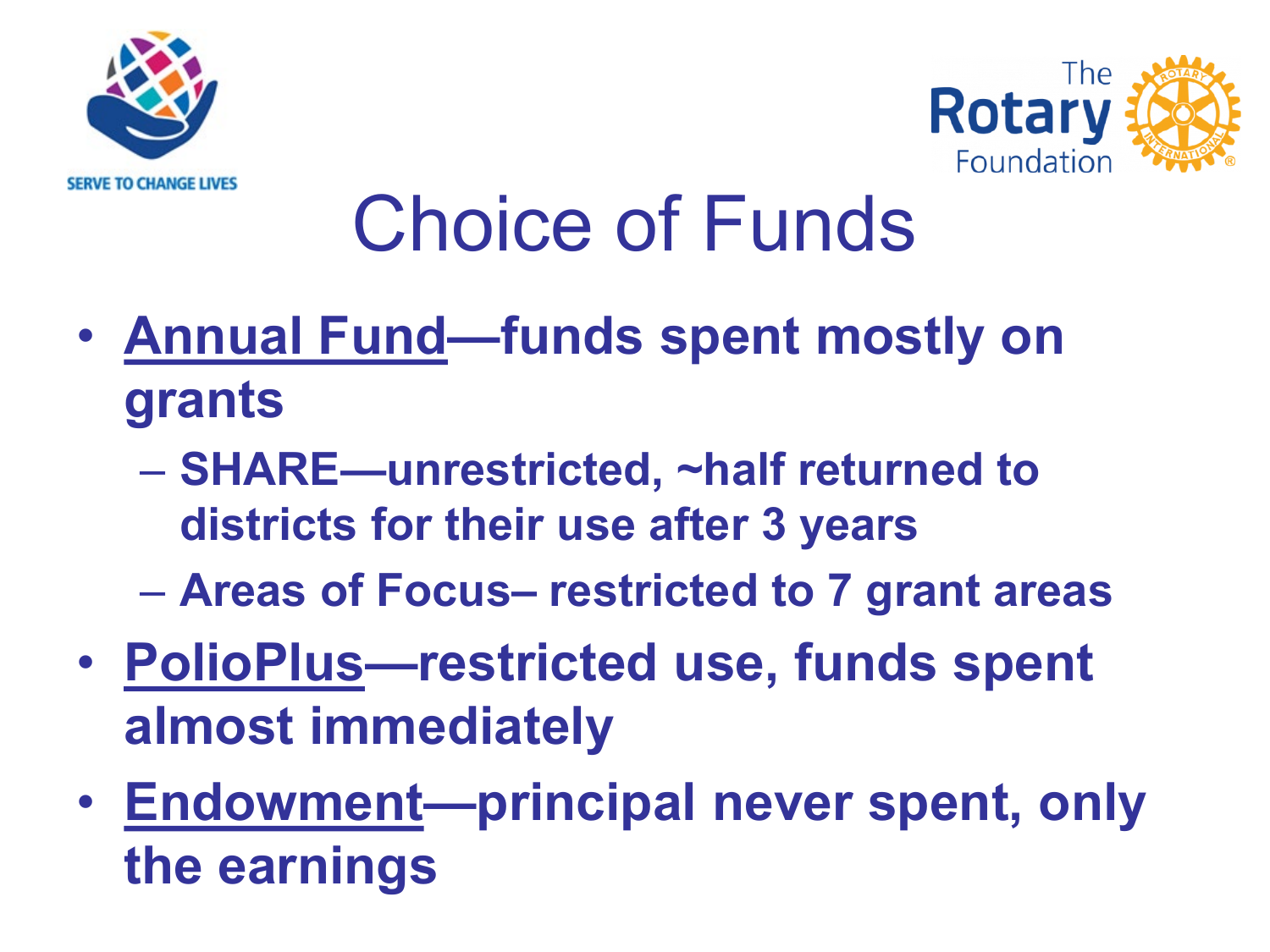# Choice of Funds

- **Annual Fund—funds spent mostly on grants**
  - **SHARE—unrestricted, ~half returned to districts for their use after 3 years**
  - **Areas of Focus– restricted to 7 grant areas**
- **PolioPlus—restricted use, funds spent almost immediately**
- **Endowment—principal never spent, only the earnings**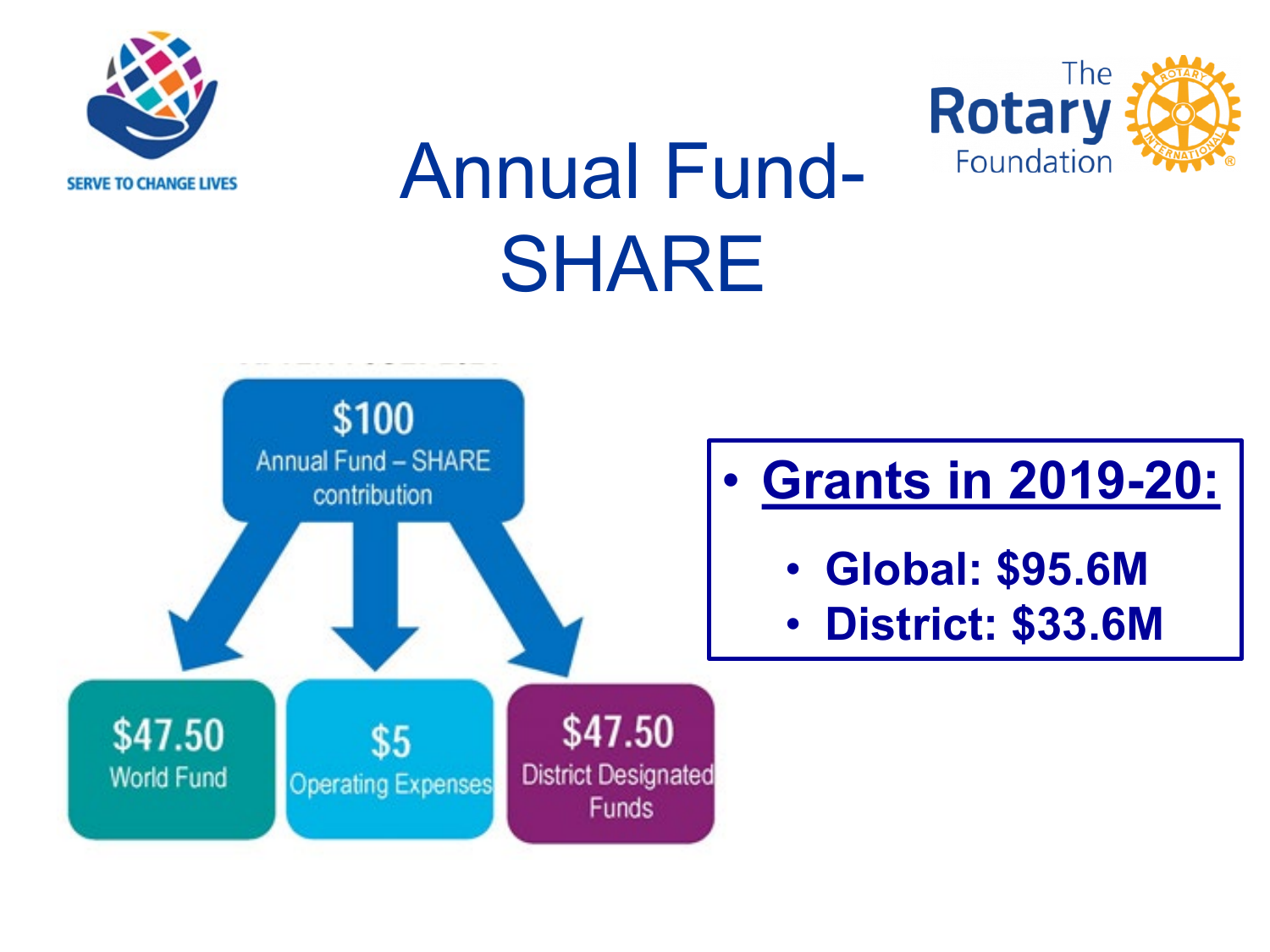# Annual Fund-SHARE

$100 Annual Fund – SHARE contribution

- $47.50 World Fund
- $5 Operating Expenses
- $47.50 District Designated Funds

- **Grants in 2019-20:**
  - **Global: $95.6M**
  - **District: $33.6M**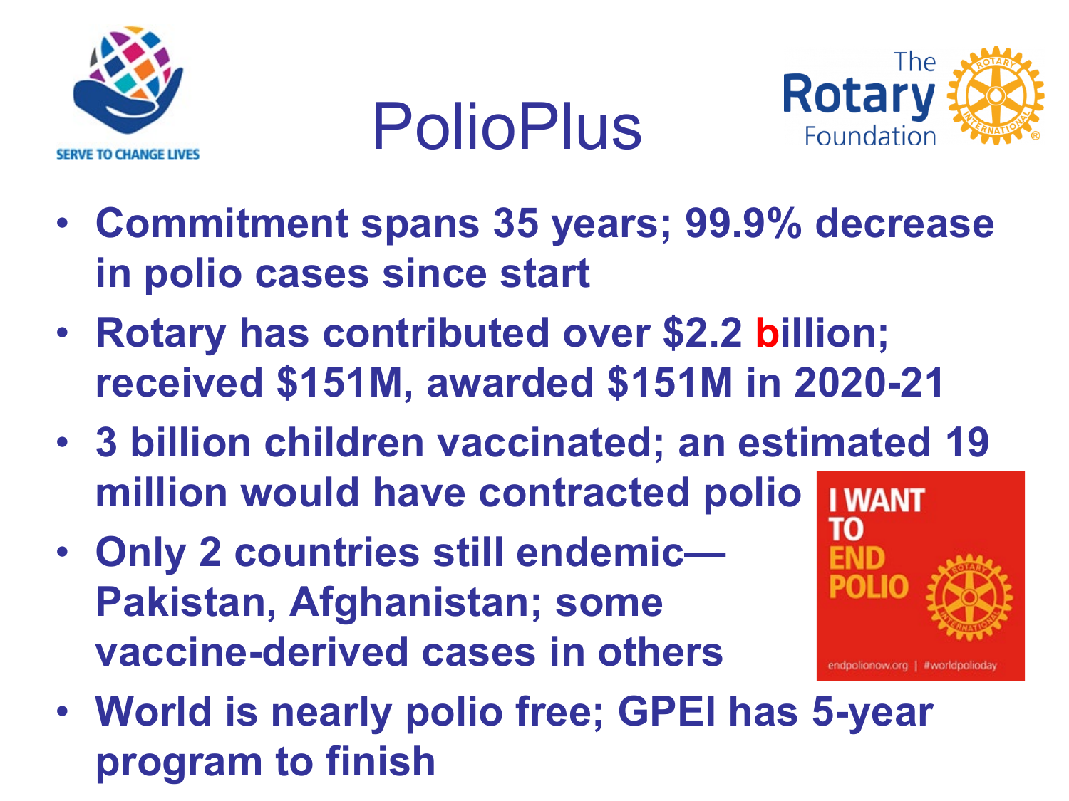# PolioPlus

- **Commitment spans 35 years; 99.9% decrease in polio cases since start**
- **Rotary has contributed over $2.2 billion; received $151M, awarded $151M in 2020-21**
- **3 billion children vaccinated; an estimated 19 million would have contracted polio**
- **Only 2 countries still endemic—Pakistan, Afghanistan; some vaccine-derived cases in others**
- **World is nearly polio free; GPEI has 5-year program to finish**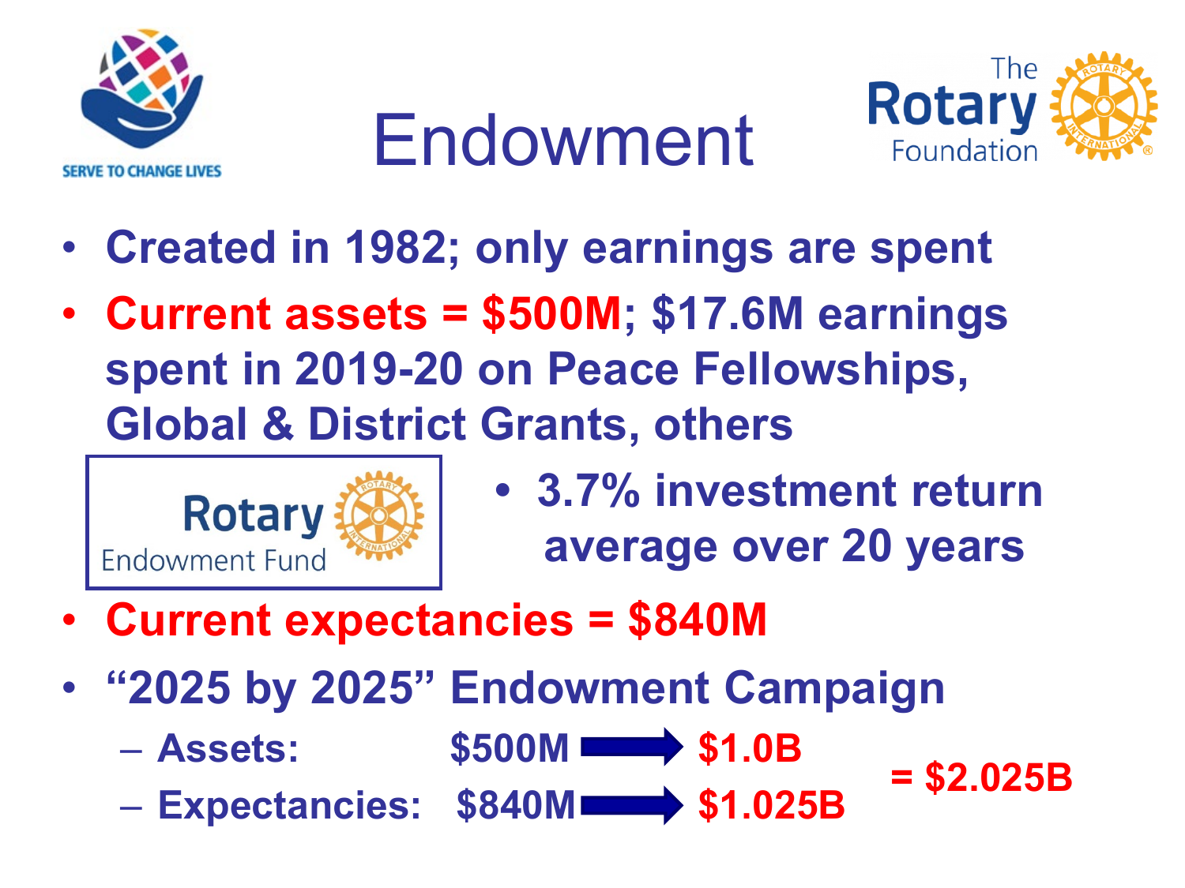# Endowment

- **Created in 1982; only earnings are spent**
- **Current assets = \$500M; \$17.6M earnings spent in 2019-20 on Peace Fellowships, Global & District Grants, others**

Rotary Endowment Fund

- **3.7% investment return average over 20 years**
- **Current expectancies = \$840M**
- **"2025 by 2025" Endowment Campaign**
  - **Assets: \$500M → \$1.0B**
  - **Expectancies: \$840M → \$1.025B**

**= \$2.025B**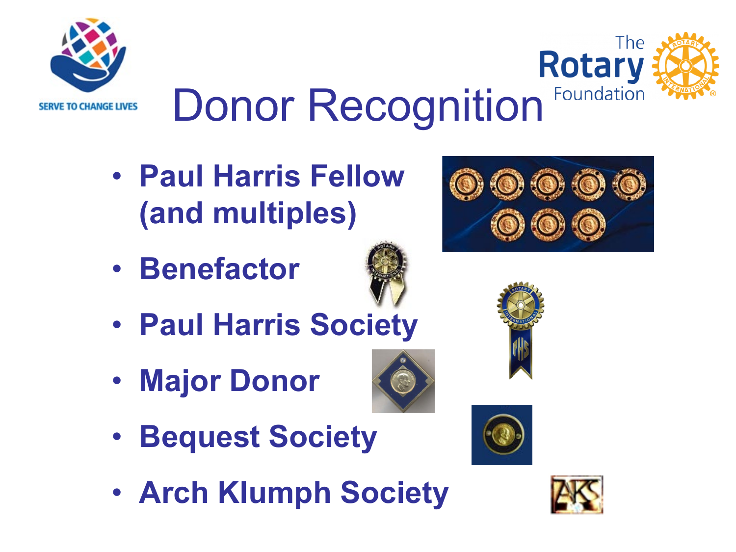SERVE TO CHANGE LIVES

The Rotary Foundation

# Donor Recognition

- **Paul Harris Fellow (and multiples)**
- **Benefactor**
- **Paul Harris Society**
- **Major Donor**
- **Bequest Society**
- **Arch Klumph Society**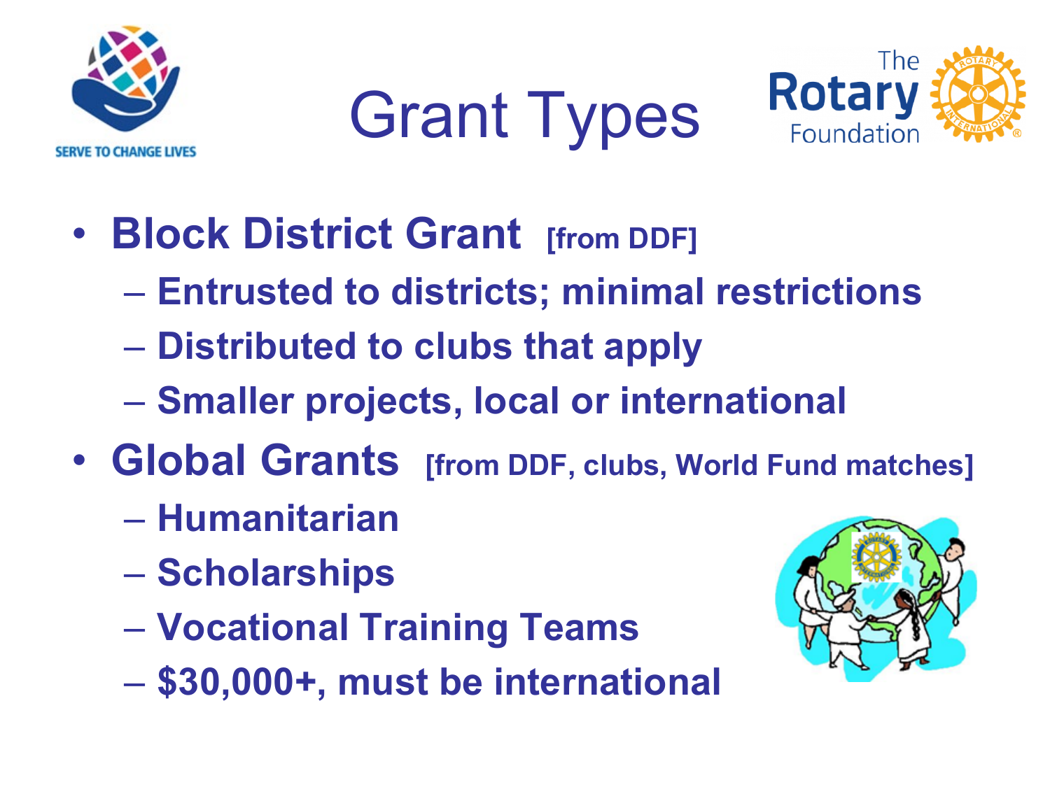# Grant Types

- **Block District Grant** **[from DDF]**
  - **Entrusted to districts; minimal restrictions**
  - **Distributed to clubs that apply**
  - **Smaller projects, local or international**
- **Global Grants** **[from DDF, clubs, World Fund matches]**
  - **Humanitarian**
  - **Scholarships**
  - **Vocational Training Teams**
  - **$30,000+, must be international**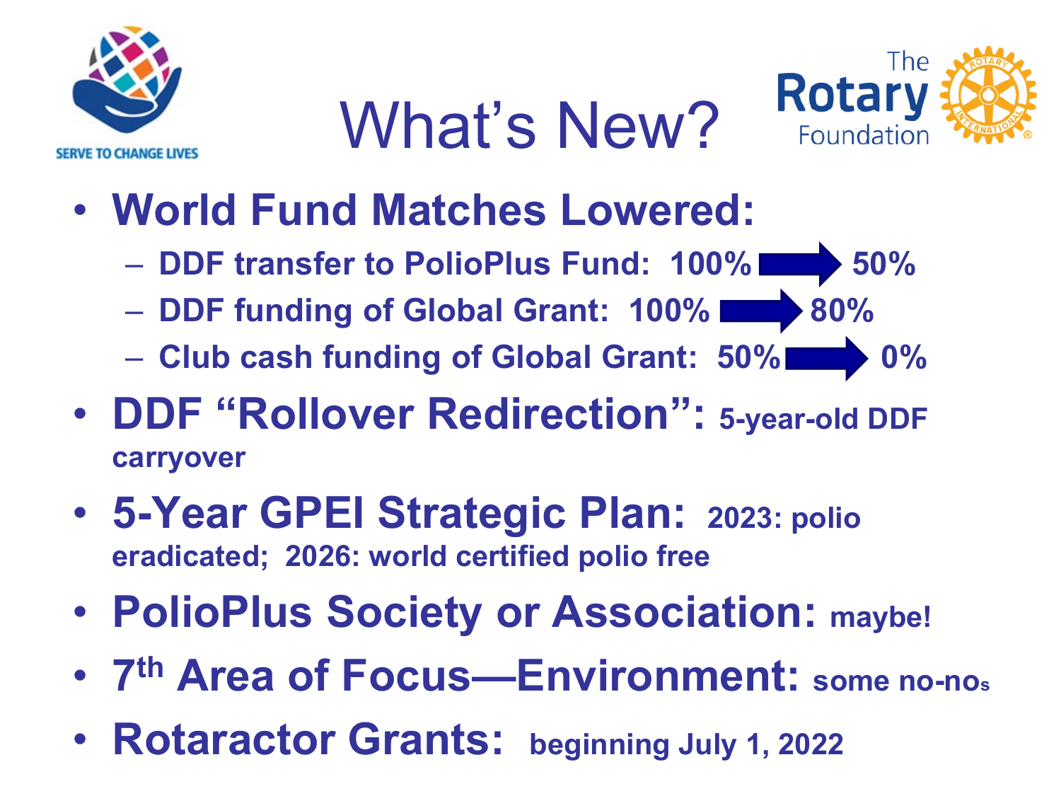# What's New?

SERVE TO CHANGE LIVES

The Rotary Foundation

- **World Fund Matches Lowered:**
  - **DDF transfer to PolioPlus Fund: 100% → 50%**
  - **DDF funding of Global Grant: 100% → 80%**
  - **Club cash funding of Global Grant: 50% → 0%**
- **DDF "Rollover Redirection": 5-year-old DDF carryover**
- **5-Year GPEI Strategic Plan: 2023: polio eradicated; 2026: world certified polio free**
- **PolioPlus Society or Association: maybe!**
- **7th Area of Focus—Environment: some no-nos**
- **Rotaractor Grants: beginning July 1, 2022**